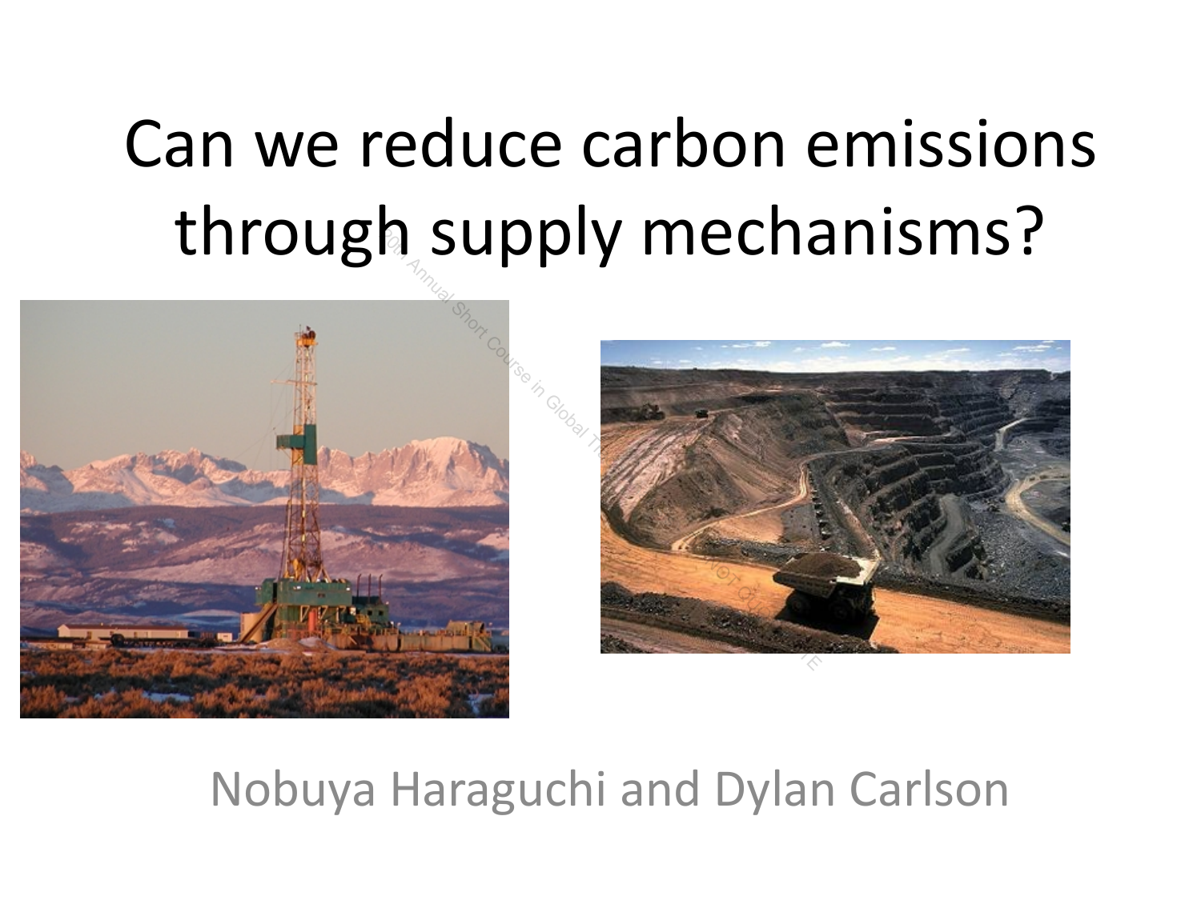# Can we reduce carbon emissions through supply mechanisms?

Nobuya Haraguchi and Dylan Carlson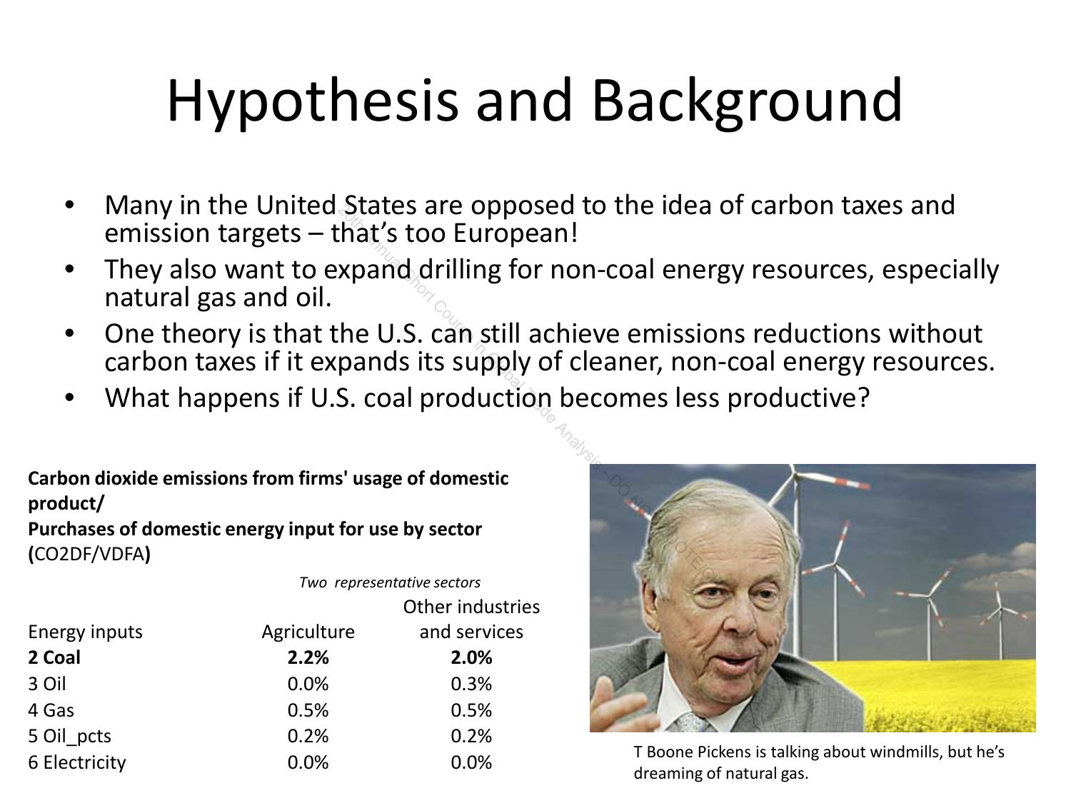# Hypothesis and Background

- Many in the United States are opposed to the idea of carbon taxes and emission targets – that's too European!
- They also want to expand drilling for non-coal energy resources, especially natural gas and oil.
- One theory is that the U.S. can still achieve emissions reductions without carbon taxes if it expands its supply of cleaner, non-coal energy resources.
- What happens if U.S. coal production becomes less productive?

**Carbon dioxide emissions from firms' usage of domestic product/**
**Purchases of domestic energy input for use by sector**
**(**CO2DF/VDFA**)**

| | *Two representative sectors* | |
|---|---|---|
| Energy inputs | Agriculture | Other industries and services |
| **2 Coal** | **2.2%** | **2.0%** |
| 3 Oil | 0.0% | 0.3% |
| 4 Gas | 0.5% | 0.5% |
| 5 Oil_pcts | 0.2% | 0.2% |
| 6 Electricity | 0.0% | 0.0% |

T Boone Pickens is talking about windmills, but he's dreaming of natural gas.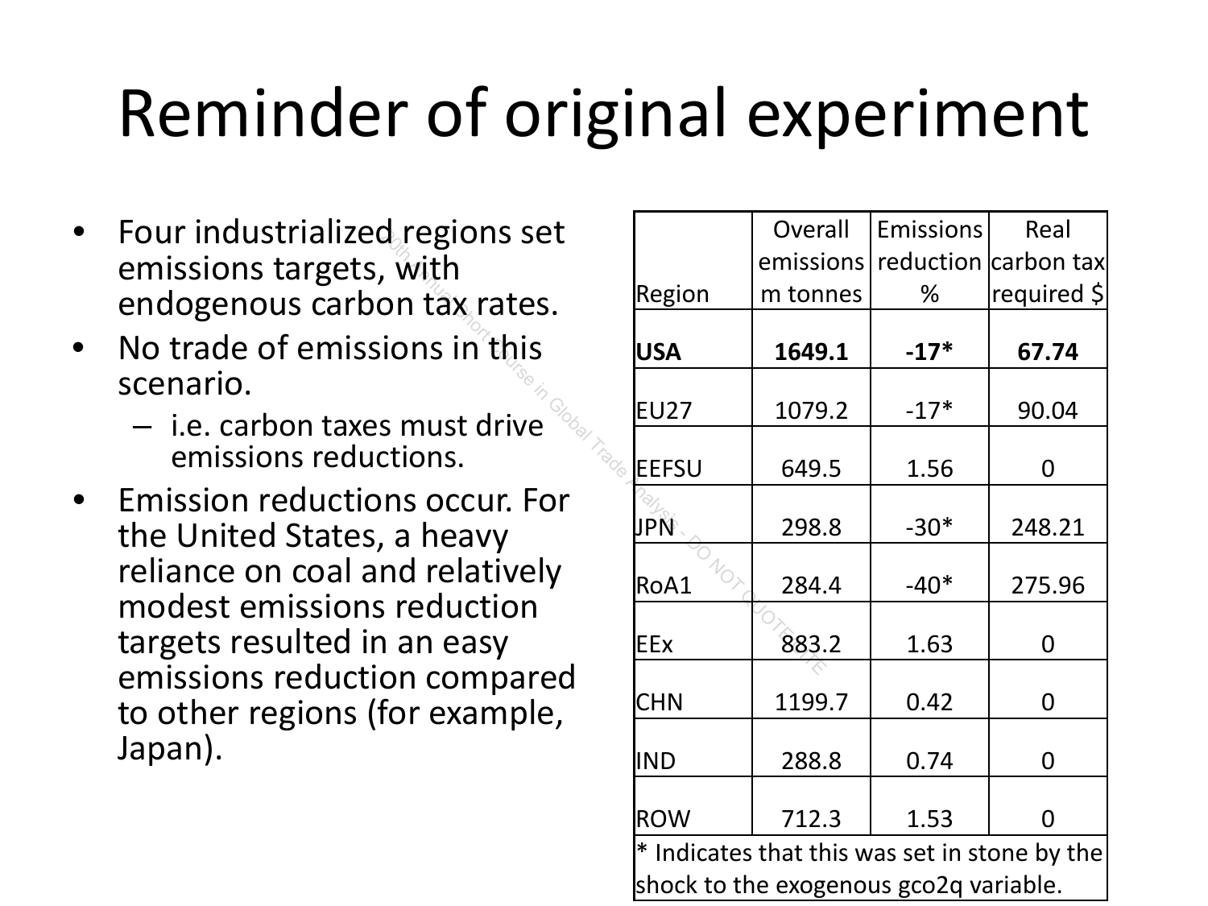# Reminder of original experiment

- Four industrialized regions set emissions targets, with endogenous carbon tax rates.
- No trade of emissions in this scenario.
  - i.e. carbon taxes must drive emissions reductions.
- Emission reductions occur. For the United States, a heavy reliance on coal and relatively modest emissions reduction targets resulted in an easy emissions reduction compared to other regions (for example, Japan).

| Region | Overall emissions m tonnes | Emissions reduction % | Real carbon tax required $ |
|---|---|---|---|
| **USA** | **1649.1** | **-17*** | **67.74** |
| EU27 | 1079.2 | -17* | 90.04 |
| EEFSU | 649.5 | 1.56 | 0 |
| JPN | 298.8 | -30* | 248.21 |
| RoA1 | 284.4 | -40* | 275.96 |
| EEx | 883.2 | 1.63 | 0 |
| CHN | 1199.7 | 0.42 | 0 |
| IND | 288.8 | 0.74 | 0 |
| ROW | 712.3 | 1.53 | 0 |

\* Indicates that this was set in stone by the shock to the exogenous gco2q variable.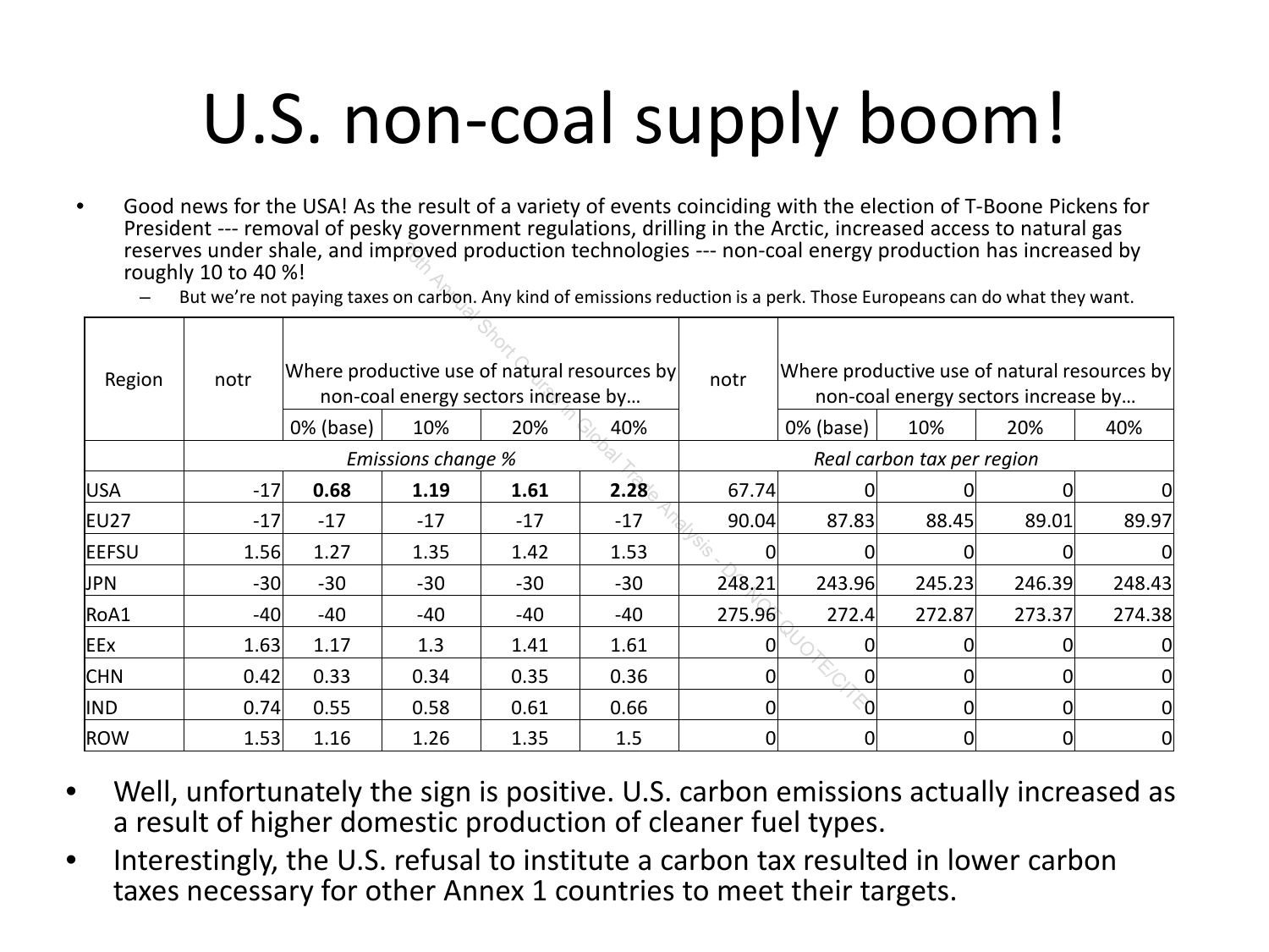# U.S. non-coal supply boom!

- Good news for the USA! As the result of a variety of events coinciding with the election of T-Boone Pickens for President --- removal of pesky government regulations, drilling in the Arctic, increased access to natural gas reserves under shale, and improved production technologies --- non-coal energy production has increased by roughly 10 to 40 %!
  - But we're not paying taxes on carbon. Any kind of emissions reduction is a perk. Those Europeans can do what they want.

| Region | notr | Where productive use of natural resources by non-coal energy sectors increase by… | | | | notr | Where productive use of natural resources by non-coal energy sectors increase by… | | | |
|---|---|---|---|---|---|---|---|---|---|---|
| | | 0% (base) | 10% | 20% | 40% | | 0% (base) | 10% | 20% | 40% |
| | *Emissions change %* | | | | | *Real carbon tax per region* | | | | |
| USA | -17 | **0.68** | **1.19** | **1.61** | **2.28** | 67.74 | 0 | 0 | 0 | 0 |
| EU27 | -17 | -17 | -17 | -17 | -17 | 90.04 | 87.83 | 88.45 | 89.01 | 89.97 |
| EEFSU | 1.56 | 1.27 | 1.35 | 1.42 | 1.53 | 0 | 0 | 0 | 0 | 0 |
| JPN | -30 | -30 | -30 | -30 | -30 | 248.21 | 243.96 | 245.23 | 246.39 | 248.43 |
| RoA1 | -40 | -40 | -40 | -40 | -40 | 275.96 | 272.4 | 272.87 | 273.37 | 274.38 |
| EEx | 1.63 | 1.17 | 1.3 | 1.41 | 1.61 | 0 | 0 | 0 | 0 | 0 |
| CHN | 0.42 | 0.33 | 0.34 | 0.35 | 0.36 | 0 | 0 | 0 | 0 | 0 |
| IND | 0.74 | 0.55 | 0.58 | 0.61 | 0.66 | 0 | 0 | 0 | 0 | 0 |
| ROW | 1.53 | 1.16 | 1.26 | 1.35 | 1.5 | 0 | 0 | 0 | 0 | 0 |

- Well, unfortunately the sign is positive. U.S. carbon emissions actually increased as a result of higher domestic production of cleaner fuel types.
- Interestingly, the U.S. refusal to institute a carbon tax resulted in lower carbon taxes necessary for other Annex 1 countries to meet their targets.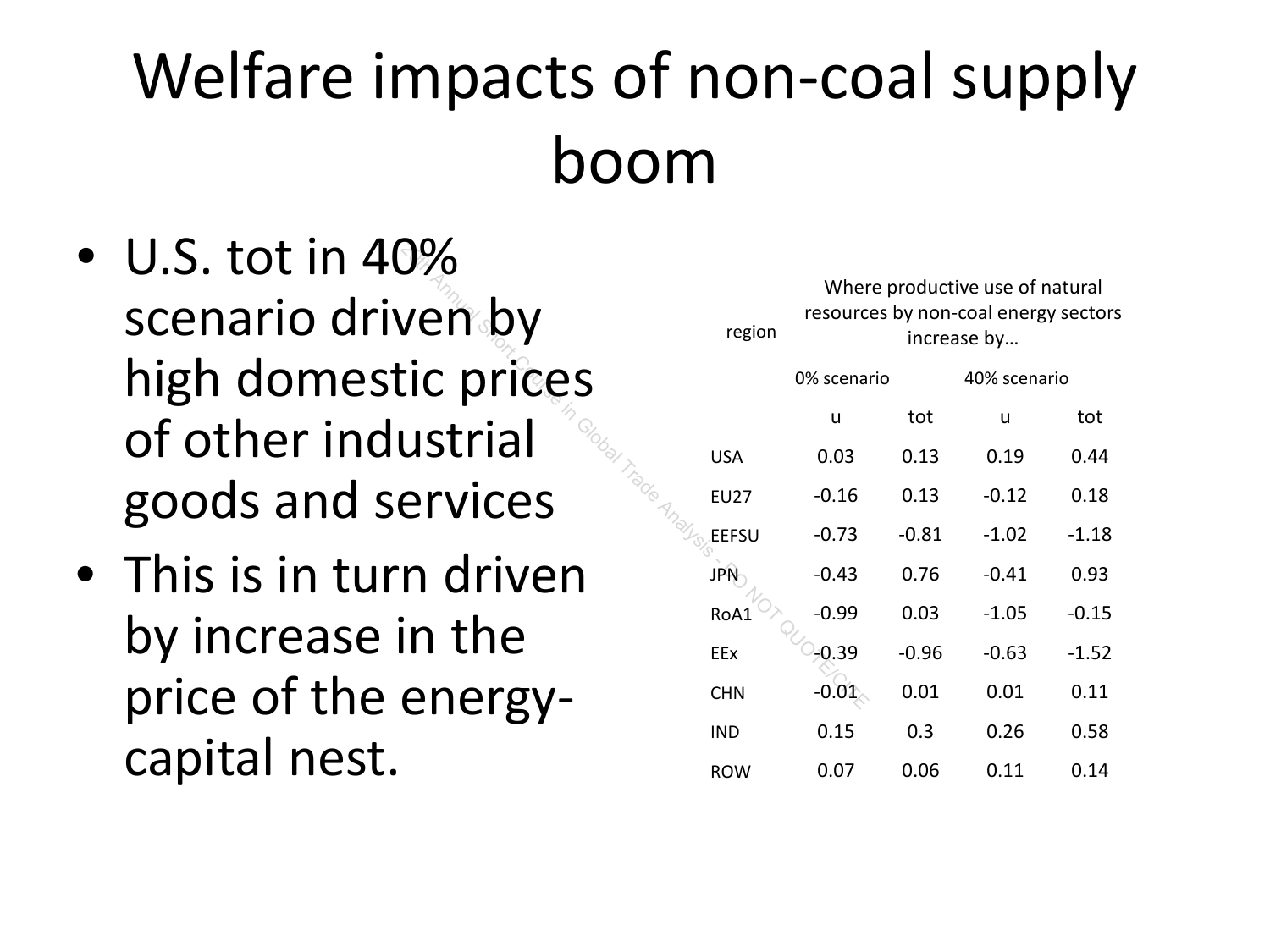# Welfare impacts of non-coal supply boom

- U.S. tot in 40% scenario driven by high domestic prices of other industrial goods and services
- This is in turn driven by increase in the price of the energy-capital nest.

| region | Where productive use of natural resources by non-coal energy sectors increase by… | | | |
|---|---|---|---|---|
| | 0% scenario | | 40% scenario | |
| | u | tot | u | tot |
| USA | 0.03 | 0.13 | 0.19 | 0.44 |
| EU27 | -0.16 | 0.13 | -0.12 | 0.18 |
| EEFSU | -0.73 | -0.81 | -1.02 | -1.18 |
| JPN | -0.43 | 0.76 | -0.41 | 0.93 |
| RoA1 | -0.99 | 0.03 | -1.05 | -0.15 |
| EEx | -0.39 | -0.96 | -0.63 | -1.52 |
| CHN | -0.01 | 0.01 | 0.01 | 0.11 |
| IND | 0.15 | 0.3 | 0.26 | 0.58 |
| ROW | 0.07 | 0.06 | 0.11 | 0.14 |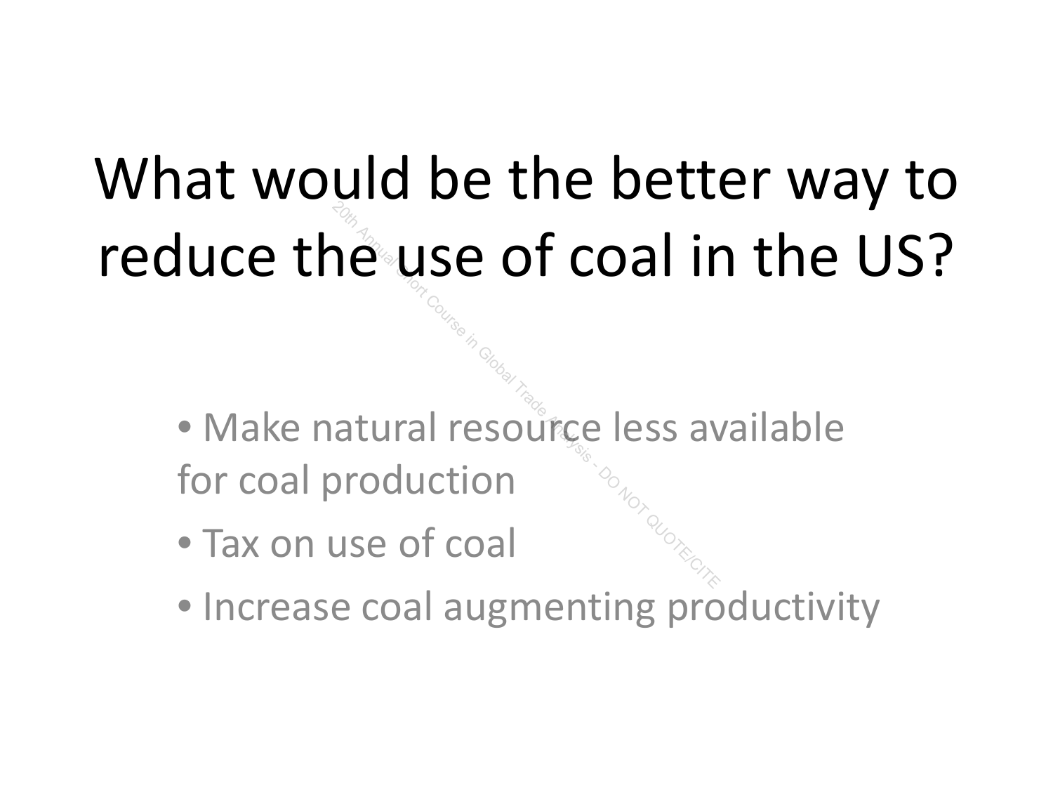# What would be the better way to reduce the use of coal in the US?

- Make natural resource less available for coal production
- Tax on use of coal
- Increase coal augmenting productivity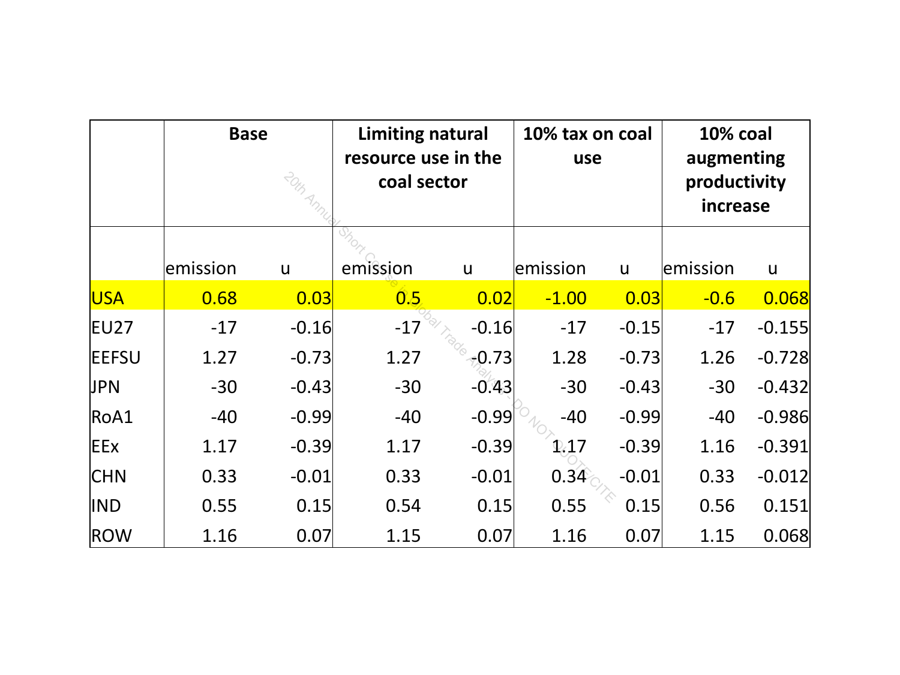| | Base | | Limiting natural resource use in the coal sector | | 10% tax on coal use | | 10% coal augmenting productivity increase | |
|---|---|---|---|---|---|---|---|---|
| | emission | u | emission | u | emission | u | emission | u |
| USA | 0.68 | 0.03 | 0.5 | 0.02 | -1.00 | 0.03 | -0.6 | 0.068 |
| EU27 | -17 | -0.16 | -17 | -0.16 | -17 | -0.15 | -17 | -0.155 |
| EEFSU | 1.27 | -0.73 | 1.27 | -0.73 | 1.28 | -0.73 | 1.26 | -0.728 |
| JPN | -30 | -0.43 | -30 | -0.43 | -30 | -0.43 | -30 | -0.432 |
| RoA1 | -40 | -0.99 | -40 | -0.99 | -40 | -0.99 | -40 | -0.986 |
| EEx | 1.17 | -0.39 | 1.17 | -0.39 | 1.17 | -0.39 | 1.16 | -0.391 |
| CHN | 0.33 | -0.01 | 0.33 | -0.01 | 0.34 | -0.01 | 0.33 | -0.012 |
| IND | 0.55 | 0.15 | 0.54 | 0.15 | 0.55 | 0.15 | 0.56 | 0.151 |
| ROW | 1.16 | 0.07 | 1.15 | 0.07 | 1.16 | 0.07 | 1.15 | 0.068 |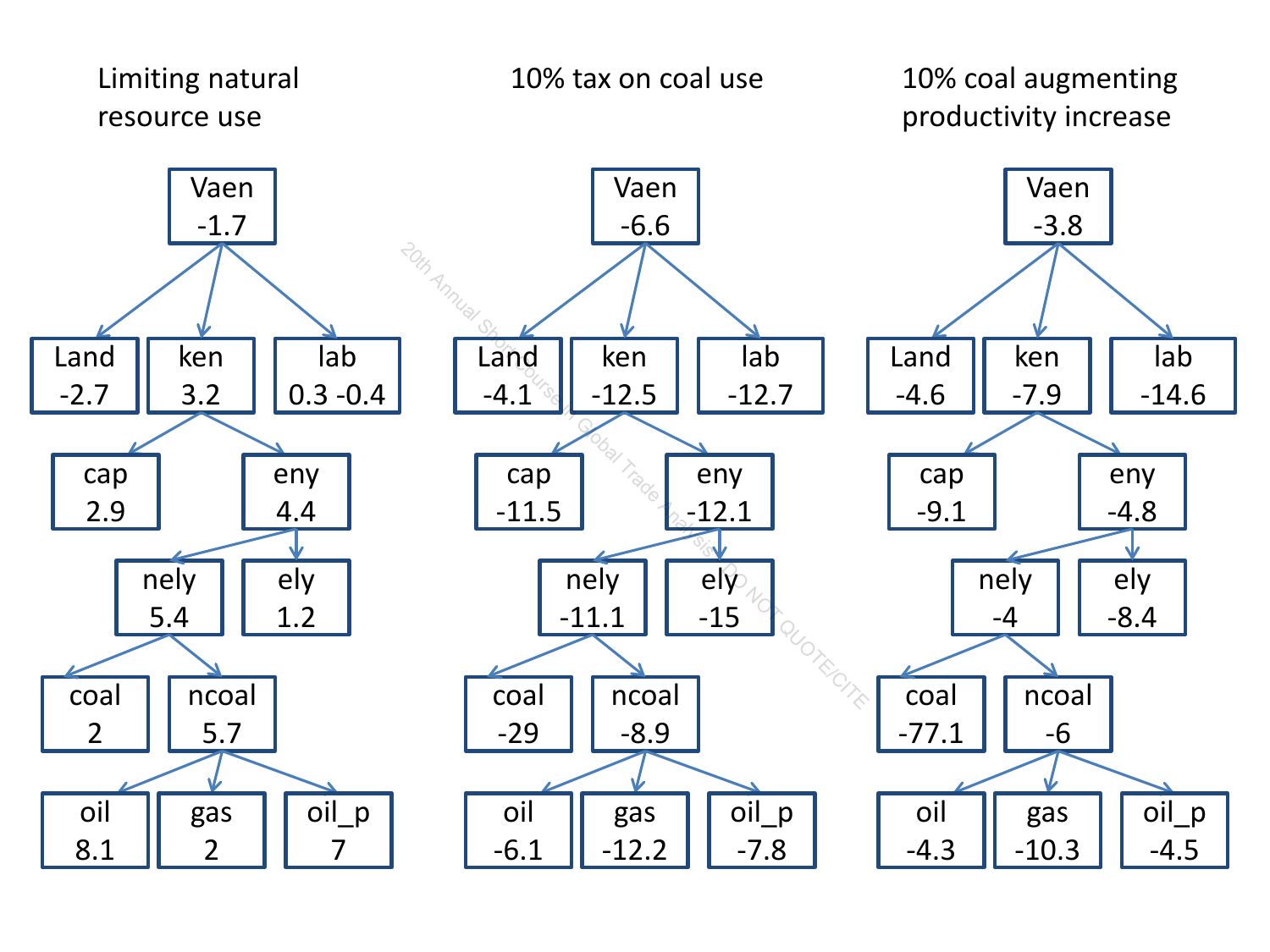Limiting natural resource use

Vaen -1.7

Land -2.7

ken 3.2

lab 0.3 -0.4

cap 2.9

eny 4.4

nely 5.4

ely 1.2

coal 2

ncoal 5.7

oil 8.1

gas 2

oil_p 7

10% tax on coal use

Vaen -6.6

Land -4.1

ken -12.5

lab -12.7

cap -11.5

eny -12.1

nely -11.1

ely -15

coal -29

ncoal -8.9

oil -6.1

gas -12.2

oil_p -7.8

10% coal augmenting productivity increase

Vaen -3.8

Land -4.6

ken -7.9

lab -14.6

cap -9.1

eny -4.8

nely -4

ely -8.4

coal -77.1

ncoal -6

oil -4.3

gas -10.3

oil_p -4.5